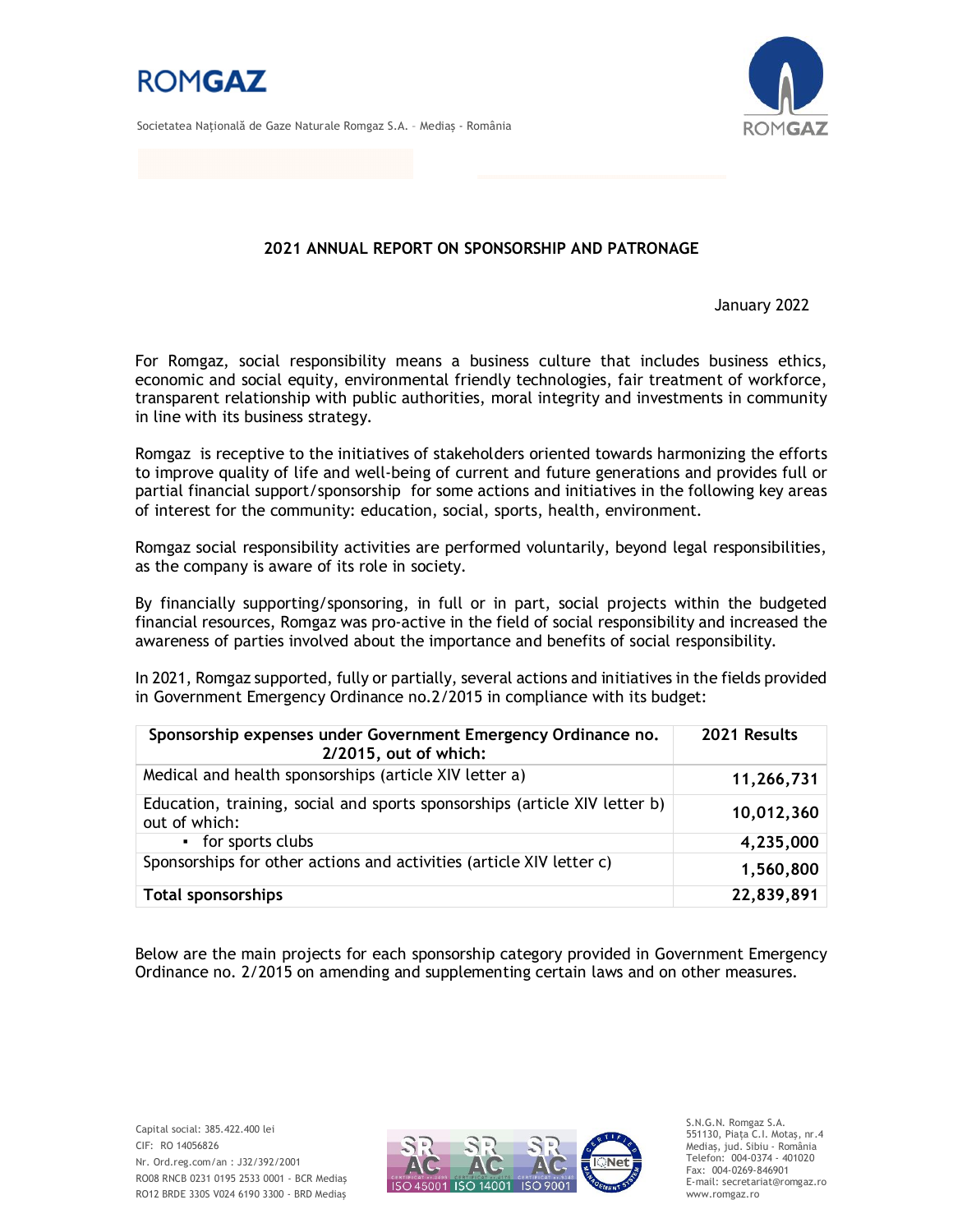ROMGAZ

Societatea Naţională de Gaze Naturale Romgaz S.A. – Mediaş - România

## 2021 ANNUAL REPORT ON SPONSORSHIP AND PATRONAGE

January 2022

For Romgaz, social responsibility means a business culture that includes business ethics, economic and social equity, environmental friendly technologies, fair treatment of workforce, transparent relationship with public authorities, moral integrity and investments in community in line with its business strategy.

Romgaz is receptive to the initiatives of stakeholders oriented towards harmonizing the efforts to improve quality of life and well-being of current and future generations and provides full or partial financial support/sponsorship for some actions and initiatives in the following key areas of interest for the community: education, social, sports, health, environment.

Romgaz social responsibility activities are performed voluntarily, beyond legal responsibilities, as the company is aware of its role in society.

By financially supporting/sponsoring, in full or in part, social projects within the budgeted financial resources, Romgaz was pro-active in the field of social responsibility and increased the awareness of parties involved about the importance and benefits of social responsibility.

In 2021, Romgaz supported, fully or partially, several actions and initiatives in the fields provided in Government Emergency Ordinance no.2/2015 in compliance with its budget:

| Sponsorship expenses under Government Emergency Ordinance no. 2/2015, out of which: | 2021 Results |
|---|---|
| Medical and health sponsorships (article XIV letter a) | 11,266,731 |
| Education, training, social and sports sponsorships (article XIV letter b) out of which: | 10,012,360 |
| ▪ for sports clubs | 4,235,000 |
| Sponsorships for other actions and activities (article XIV letter c) | 1,560,800 |
| **Total sponsorships** | **22,839,891** |

Below are the main projects for each sponsorship category provided in Government Emergency Ordinance no. 2/2015 on amending and supplementing certain laws and on other measures.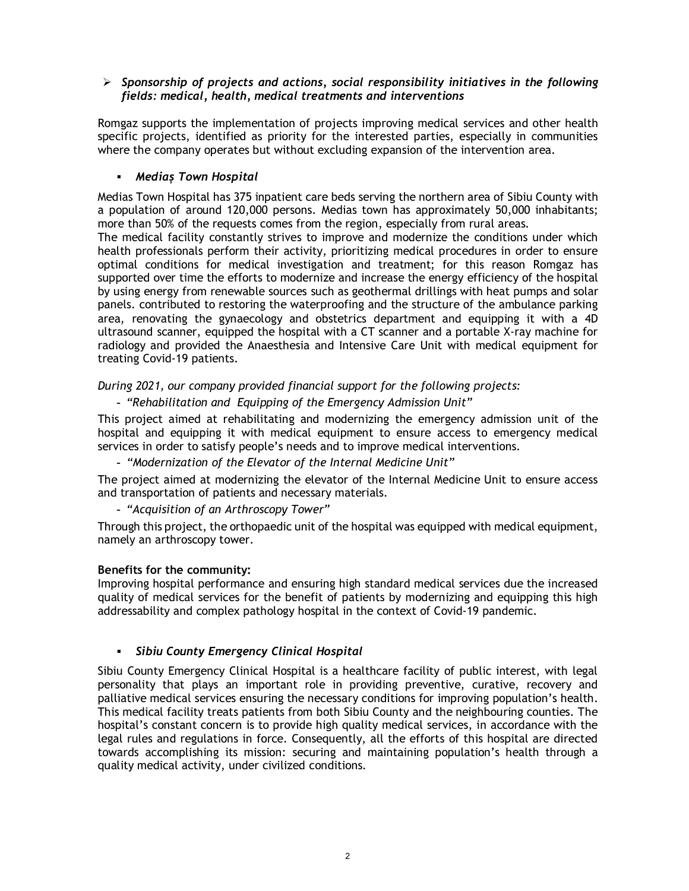- ***Sponsorship of projects and actions, social responsibility initiatives in the following fields: medical, health, medical treatments and interventions***

Romgaz supports the implementation of projects improving medical services and other health specific projects, identified as priority for the interested parties, especially in communities where the company operates but without excluding expansion of the intervention area.

- ***Mediaș Town Hospital***

Medias Town Hospital has 375 inpatient care beds serving the northern area of Sibiu County with a population of around 120,000 persons. Medias town has approximately 50,000 inhabitants; more than 50% of the requests comes from the region, especially from rural areas.

The medical facility constantly strives to improve and modernize the conditions under which health professionals perform their activity, prioritizing medical procedures in order to ensure optimal conditions for medical investigation and treatment; for this reason Romgaz has supported over time the efforts to modernize and increase the energy efficiency of the hospital by using energy from renewable sources such as geothermal drillings with heat pumps and solar panels. contributed to restoring the waterproofing and the structure of the ambulance parking area, renovating the gynaecology and obstetrics department and equipping it with a 4D ultrasound scanner, equipped the hospital with a CT scanner and a portable X-ray machine for radiology and provided the Anaesthesia and Intensive Care Unit with medical equipment for treating Covid-19 patients.

*During 2021, our company provided financial support for the following projects:*

- *"Rehabilitation and Equipping of the Emergency Admission Unit"*

This project aimed at rehabilitating and modernizing the emergency admission unit of the hospital and equipping it with medical equipment to ensure access to emergency medical services in order to satisfy people's needs and to improve medical interventions.

- *"Modernization of the Elevator of the Internal Medicine Unit"*

The project aimed at modernizing the elevator of the Internal Medicine Unit to ensure access and transportation of patients and necessary materials.

- *"Acquisition of an Arthroscopy Tower"*

Through this project, the orthopaedic unit of the hospital was equipped with medical equipment, namely an arthroscopy tower.

**Benefits for the community:**

Improving hospital performance and ensuring high standard medical services due the increased quality of medical services for the benefit of patients by modernizing and equipping this high addressability and complex pathology hospital in the context of Covid-19 pandemic.

- ***Sibiu County Emergency Clinical Hospital***

Sibiu County Emergency Clinical Hospital is a healthcare facility of public interest, with legal personality that plays an important role in providing preventive, curative, recovery and palliative medical services ensuring the necessary conditions for improving population's health. This medical facility treats patients from both Sibiu County and the neighbouring counties. The hospital's constant concern is to provide high quality medical services, in accordance with the legal rules and regulations in force. Consequently, all the efforts of this hospital are directed towards accomplishing its mission: securing and maintaining population's health through a quality medical activity, under civilized conditions.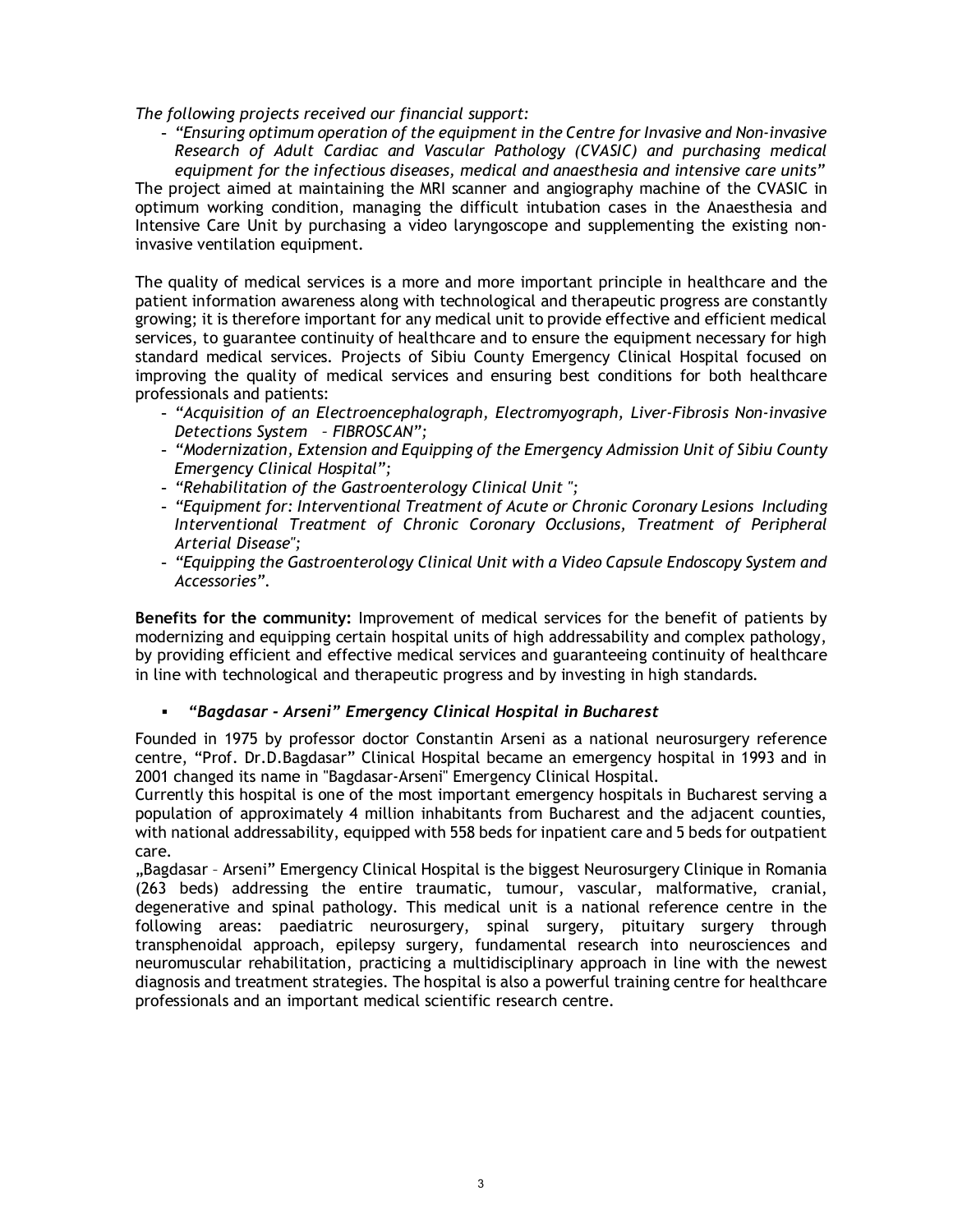*The following projects received our financial support:*

- *"Ensuring optimum operation of the equipment in the Centre for Invasive and Non-invasive Research of Adult Cardiac and Vascular Pathology (CVASIC) and purchasing medical equipment for the infectious diseases, medical and anaesthesia and intensive care units"*

The project aimed at maintaining the MRI scanner and angiography machine of the CVASIC in optimum working condition, managing the difficult intubation cases in the Anaesthesia and Intensive Care Unit by purchasing a video laryngoscope and supplementing the existing non-invasive ventilation equipment.

The quality of medical services is a more and more important principle in healthcare and the patient information awareness along with technological and therapeutic progress are constantly growing; it is therefore important for any medical unit to provide effective and efficient medical services, to guarantee continuity of healthcare and to ensure the equipment necessary for high standard medical services. Projects of Sibiu County Emergency Clinical Hospital focused on improving the quality of medical services and ensuring best conditions for both healthcare professionals and patients:

- *"Acquisition of an Electroencephalograph, Electromyograph, Liver-Fibrosis Non-invasive Detections System – FIBROSCAN";*
- *"Modernization, Extension and Equipping of the Emergency Admission Unit of Sibiu County Emergency Clinical Hospital";*
- *"Rehabilitation of the Gastroenterology Clinical Unit ";*
- *"Equipment for: Interventional Treatment of Acute or Chronic Coronary Lesions Including Interventional Treatment of Chronic Coronary Occlusions, Treatment of Peripheral Arterial Disease";*
- *"Equipping the Gastroenterology Clinical Unit with a Video Capsule Endoscopy System and Accessories".*

**Benefits for the community:** Improvement of medical services for the benefit of patients by modernizing and equipping certain hospital units of high addressability and complex pathology, by providing efficient and effective medical services and guaranteeing continuity of healthcare in line with technological and therapeutic progress and by investing in high standards.

- ***"Bagdasar - Arseni" Emergency Clinical Hospital in Bucharest***

Founded in 1975 by professor doctor Constantin Arseni as a national neurosurgery reference centre, "Prof. Dr.D.Bagdasar" Clinical Hospital became an emergency hospital in 1993 and in 2001 changed its name in "Bagdasar-Arseni" Emergency Clinical Hospital.
Currently this hospital is one of the most important emergency hospitals in Bucharest serving a population of approximately 4 million inhabitants from Bucharest and the adjacent counties, with national addressability, equipped with 558 beds for inpatient care and 5 beds for outpatient care.
„Bagdasar – Arseni" Emergency Clinical Hospital is the biggest Neurosurgery Clinique in Romania (263 beds) addressing the entire traumatic, tumour, vascular, malformative, cranial, degenerative and spinal pathology. This medical unit is a national reference centre in the following areas: paediatric neurosurgery, spinal surgery, pituitary surgery through transphenoidal approach, epilepsy surgery, fundamental research into neurosciences and neuromuscular rehabilitation, practicing a multidisciplinary approach in line with the newest diagnosis and treatment strategies. The hospital is also a powerful training centre for healthcare professionals and an important medical scientific research centre.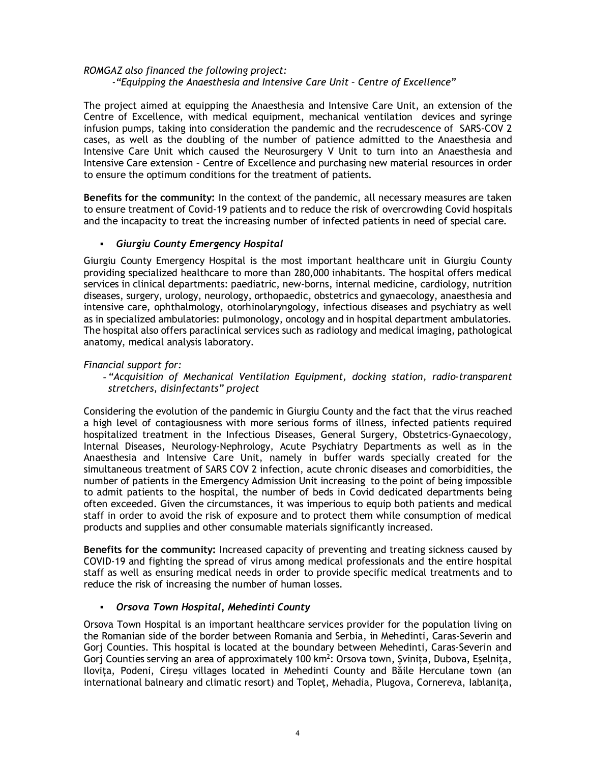*ROMGAZ also financed the following project:*

*-"Equipping the Anaesthesia and Intensive Care Unit – Centre of Excellence"*

The project aimed at equipping the Anaesthesia and Intensive Care Unit, an extension of the Centre of Excellence, with medical equipment, mechanical ventilation devices and syringe infusion pumps, taking into consideration the pandemic and the recrudescence of SARS-COV 2 cases, as well as the doubling of the number of patience admitted to the Anaesthesia and Intensive Care Unit which caused the Neurosurgery V Unit to turn into an Anaesthesia and Intensive Care extension – Centre of Excellence and purchasing new material resources in order to ensure the optimum conditions for the treatment of patients.

**Benefits for the community:** In the context of the pandemic, all necessary measures are taken to ensure treatment of Covid-19 patients and to reduce the risk of overcrowding Covid hospitals and the incapacity to treat the increasing number of infected patients in need of special care.

- ***Giurgiu County Emergency Hospital***

Giurgiu County Emergency Hospital is the most important healthcare unit in Giurgiu County providing specialized healthcare to more than 280,000 inhabitants. The hospital offers medical services in clinical departments: paediatric, new-borns, internal medicine, cardiology, nutrition diseases, surgery, urology, neurology, orthopaedic, obstetrics and gynaecology, anaesthesia and intensive care, ophthalmology, otorhinolaryngology, infectious diseases and psychiatry as well as in specialized ambulatories: pulmonology, oncology and in hospital department ambulatories. The hospital also offers paraclinical services such as radiology and medical imaging, pathological anatomy, medical analysis laboratory.

*Financial support for:*

- *"Acquisition of Mechanical Ventilation Equipment, docking station, radio-transparent stretchers, disinfectants" project*

Considering the evolution of the pandemic in Giurgiu County and the fact that the virus reached a high level of contagiousness with more serious forms of illness, infected patients required hospitalized treatment in the Infectious Diseases, General Surgery, Obstetrics-Gynaecology, Internal Diseases, Neurology-Nephrology, Acute Psychiatry Departments as well as in the Anaesthesia and Intensive Care Unit, namely in buffer wards specially created for the simultaneous treatment of SARS COV 2 infection, acute chronic diseases and comorbidities, the number of patients in the Emergency Admission Unit increasing to the point of being impossible to admit patients to the hospital, the number of beds in Covid dedicated departments being often exceeded. Given the circumstances, it was imperious to equip both patients and medical staff in order to avoid the risk of exposure and to protect them while consumption of medical products and supplies and other consumable materials significantly increased.

**Benefits for the community:** Increased capacity of preventing and treating sickness caused by COVID-19 and fighting the spread of virus among medical professionals and the entire hospital staff as well as ensuring medical needs in order to provide specific medical treatments and to reduce the risk of increasing the number of human losses.

- ***Orsova Town Hospital, Mehedinti County***

Orsova Town Hospital is an important healthcare services provider for the population living on the Romanian side of the border between Romania and Serbia, in Mehedinti, Caras-Severin and Gorj Counties. This hospital is located at the boundary between Mehedinti, Caras-Severin and Gorj Counties serving an area of approximately 100 km$^2$: Orsova town, Șvinița, Dubova, Eșelnița, Ilovița, Podeni, Cireșu villages located in Mehedinti County and Băile Herculane town (an international balneary and climatic resort) and Topleț, Mehadia, Plugova, Cornereva, Iablanița,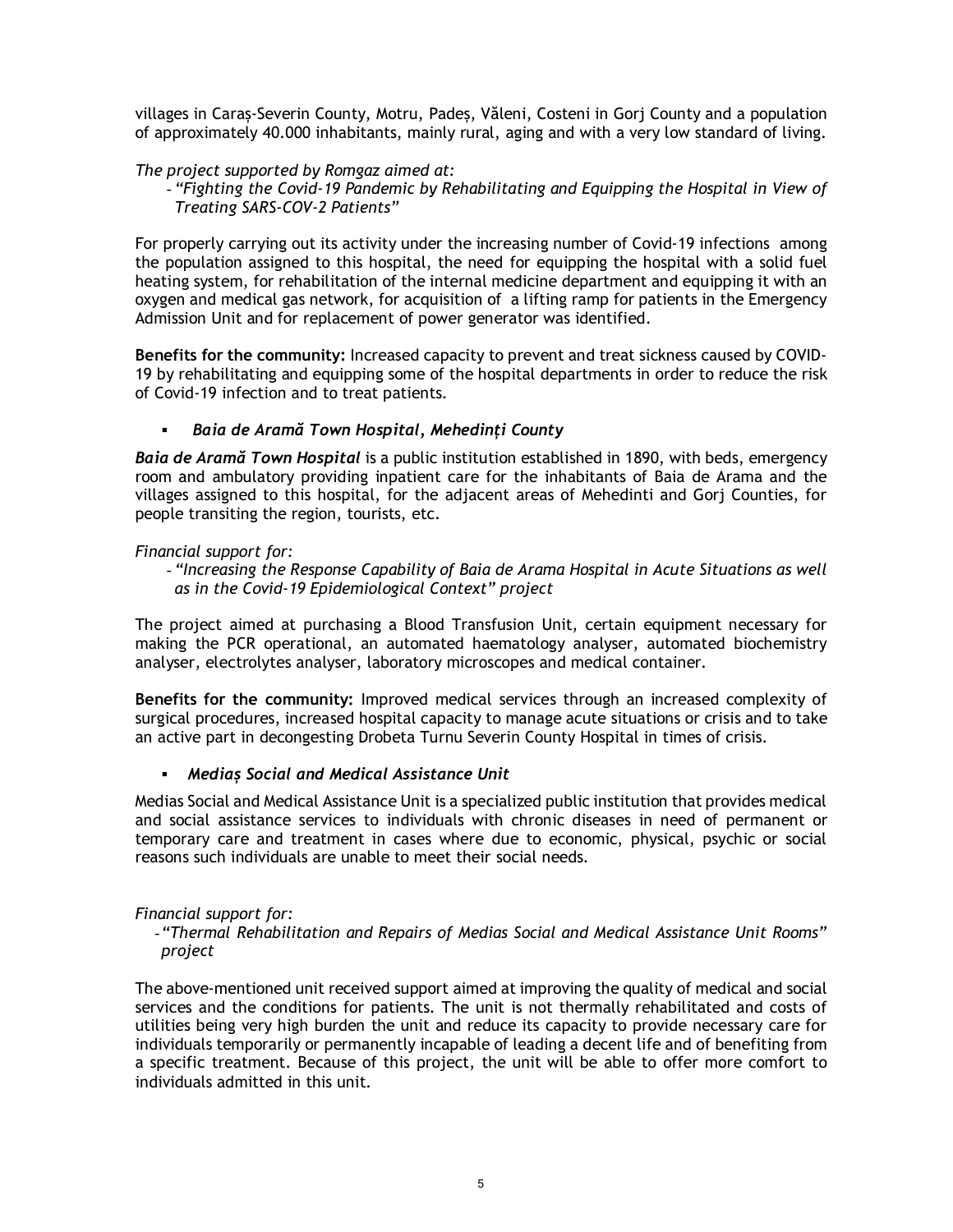villages in Caraș-Severin County, Motru, Padeș, Văleni, Costeni in Gorj County and a population of approximately 40.000 inhabitants, mainly rural, aging and with a very low standard of living.

*The project supported by Romgaz aimed at:*

- *"Fighting the Covid-19 Pandemic by Rehabilitating and Equipping the Hospital in View of Treating SARS-COV-2 Patients"*

For properly carrying out its activity under the increasing number of Covid-19 infections among the population assigned to this hospital, the need for equipping the hospital with a solid fuel heating system, for rehabilitation of the internal medicine department and equipping it with an oxygen and medical gas network, for acquisition of a lifting ramp for patients in the Emergency Admission Unit and for replacement of power generator was identified.

**Benefits for the community:** Increased capacity to prevent and treat sickness caused by COVID-19 by rehabilitating and equipping some of the hospital departments in order to reduce the risk of Covid-19 infection and to treat patients.

- ***Baia de Aramă Town Hospital, Mehedinți County***

***Baia de Aramă Town Hospital*** is a public institution established in 1890, with beds, emergency room and ambulatory providing inpatient care for the inhabitants of Baia de Arama and the villages assigned to this hospital, for the adjacent areas of Mehedinti and Gorj Counties, for people transiting the region, tourists, etc.

*Financial support for:*

- *"Increasing the Response Capability of Baia de Arama Hospital in Acute Situations as well as in the Covid-19 Epidemiological Context" project*

The project aimed at purchasing a Blood Transfusion Unit, certain equipment necessary for making the PCR operational, an automated haematology analyser, automated biochemistry analyser, electrolytes analyser, laboratory microscopes and medical container.

**Benefits for the community:** Improved medical services through an increased complexity of surgical procedures, increased hospital capacity to manage acute situations or crisis and to take an active part in decongesting Drobeta Turnu Severin County Hospital in times of crisis.

- ***Mediaș Social and Medical Assistance Unit***

Medias Social and Medical Assistance Unit is a specialized public institution that provides medical and social assistance services to individuals with chronic diseases in need of permanent or temporary care and treatment in cases where due to economic, physical, psychic or social reasons such individuals are unable to meet their social needs.

*Financial support for:*

- *"Thermal Rehabilitation and Repairs of Medias Social and Medical Assistance Unit Rooms" project*

The above-mentioned unit received support aimed at improving the quality of medical and social services and the conditions for patients. The unit is not thermally rehabilitated and costs of utilities being very high burden the unit and reduce its capacity to provide necessary care for individuals temporarily or permanently incapable of leading a decent life and of benefiting from a specific treatment. Because of this project, the unit will be able to offer more comfort to individuals admitted in this unit.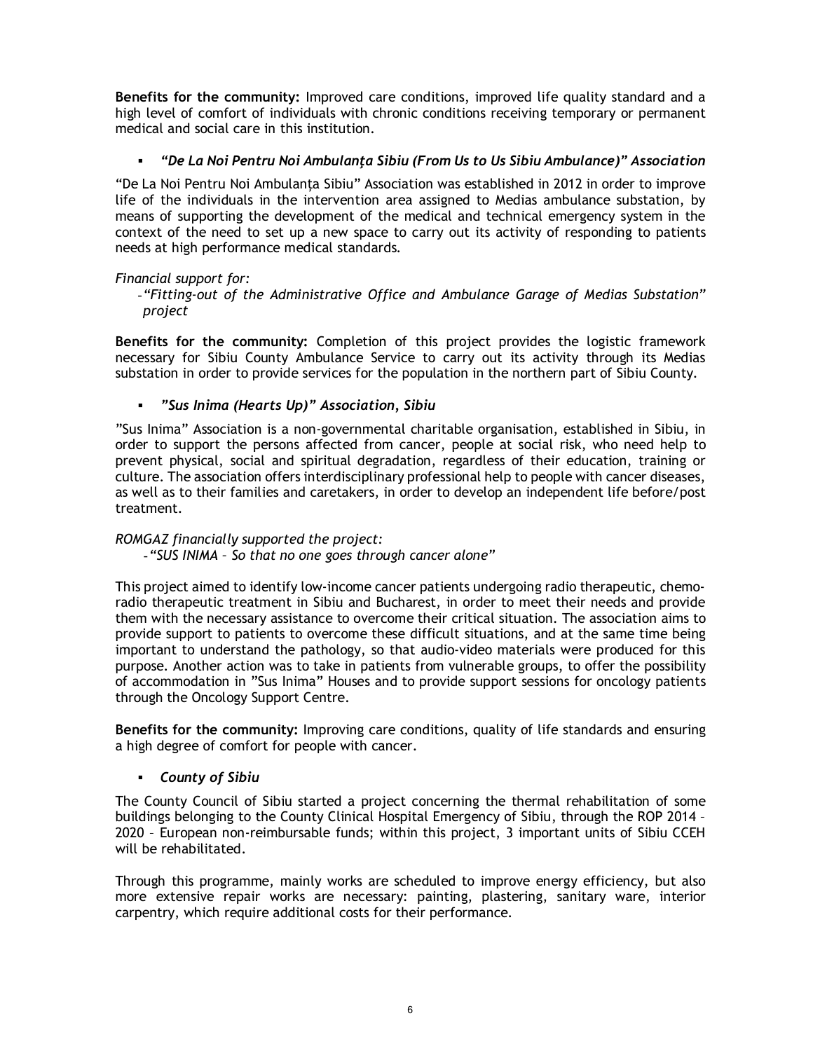**Benefits for the community:** Improved care conditions, improved life quality standard and a high level of comfort of individuals with chronic conditions receiving temporary or permanent medical and social care in this institution.

- ***"De La Noi Pentru Noi Ambulanţa Sibiu (From Us to Us Sibiu Ambulance)" Association***

"De La Noi Pentru Noi Ambulanța Sibiu" Association was established in 2012 in order to improve life of the individuals in the intervention area assigned to Medias ambulance substation, by means of supporting the development of the medical and technical emergency system in the context of the need to set up a new space to carry out its activity of responding to patients needs at high performance medical standards.

*Financial support for:*

- *"Fitting-out of the Administrative Office and Ambulance Garage of Medias Substation" project*

**Benefits for the community:** Completion of this project provides the logistic framework necessary for Sibiu County Ambulance Service to carry out its activity through its Medias substation in order to provide services for the population in the northern part of Sibiu County.

- ***"Sus Inima (Hearts Up)" Association, Sibiu***

"Sus Inima" Association is a non-governmental charitable organisation, established in Sibiu, in order to support the persons affected from cancer, people at social risk, who need help to prevent physical, social and spiritual degradation, regardless of their education, training or culture. The association offers interdisciplinary professional help to people with cancer diseases, as well as to their families and caretakers, in order to develop an independent life before/post treatment.

*ROMGAZ financially supported the project:*

- *"SUS INIMA – So that no one goes through cancer alone"*

This project aimed to identify low-income cancer patients undergoing radio therapeutic, chemo-radio therapeutic treatment in Sibiu and Bucharest, in order to meet their needs and provide them with the necessary assistance to overcome their critical situation. The association aims to provide support to patients to overcome these difficult situations, and at the same time being important to understand the pathology, so that audio-video materials were produced for this purpose. Another action was to take in patients from vulnerable groups, to offer the possibility of accommodation in "Sus Inima" Houses and to provide support sessions for oncology patients through the Oncology Support Centre.

**Benefits for the community:** Improving care conditions, quality of life standards and ensuring a high degree of comfort for people with cancer.

- ***County of Sibiu***

The County Council of Sibiu started a project concerning the thermal rehabilitation of some buildings belonging to the County Clinical Hospital Emergency of Sibiu, through the ROP 2014 – 2020 – European non-reimbursable funds; within this project, 3 important units of Sibiu CCEH will be rehabilitated.

Through this programme, mainly works are scheduled to improve energy efficiency, but also more extensive repair works are necessary: painting, plastering, sanitary ware, interior carpentry, which require additional costs for their performance.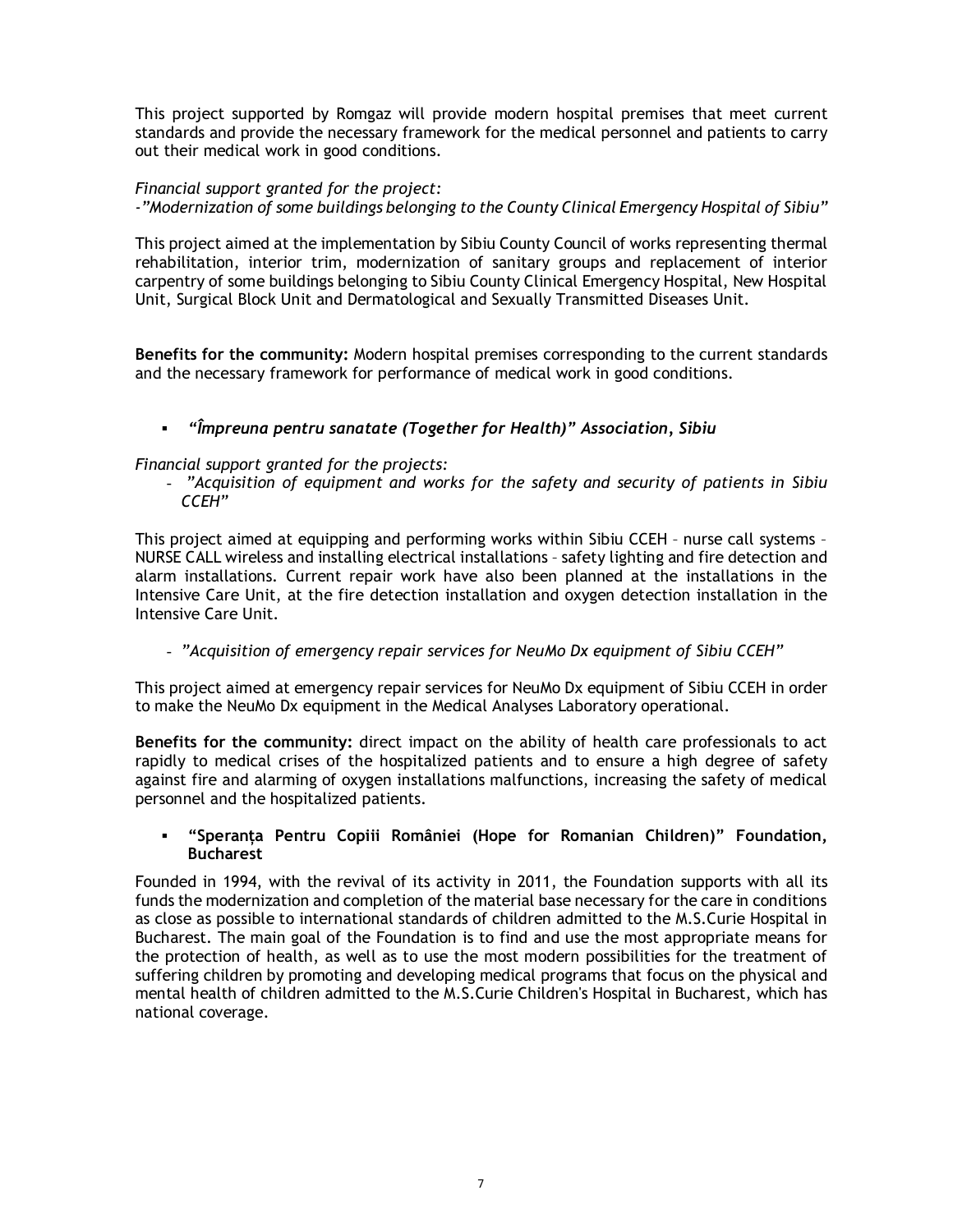This project supported by Romgaz will provide modern hospital premises that meet current standards and provide the necessary framework for the medical personnel and patients to carry out their medical work in good conditions.

*Financial support granted for the project:*
*-"Modernization of some buildings belonging to the County Clinical Emergency Hospital of Sibiu"*

This project aimed at the implementation by Sibiu County Council of works representing thermal rehabilitation, interior trim, modernization of sanitary groups and replacement of interior carpentry of some buildings belonging to Sibiu County Clinical Emergency Hospital, New Hospital Unit, Surgical Block Unit and Dermatological and Sexually Transmitted Diseases Unit.

**Benefits for the community:** Modern hospital premises corresponding to the current standards and the necessary framework for performance of medical work in good conditions.

- ***"Împreuna pentru sanatate (Together for Health)" Association, Sibiu***

*Financial support granted for the projects:*

- *"Acquisition of equipment and works for the safety and security of patients in Sibiu CCEH"*

This project aimed at equipping and performing works within Sibiu CCEH – nurse call systems – NURSE CALL wireless and installing electrical installations – safety lighting and fire detection and alarm installations. Current repair work have also been planned at the installations in the Intensive Care Unit, at the fire detection installation and oxygen detection installation in the Intensive Care Unit.

- *"Acquisition of emergency repair services for NeuMo Dx equipment of Sibiu CCEH"*

This project aimed at emergency repair services for NeuMo Dx equipment of Sibiu CCEH in order to make the NeuMo Dx equipment in the Medical Analyses Laboratory operational.

**Benefits for the community:** direct impact on the ability of health care professionals to act rapidly to medical crises of the hospitalized patients and to ensure a high degree of safety against fire and alarming of oxygen installations malfunctions, increasing the safety of medical personnel and the hospitalized patients.

- **"Speranța Pentru Copiii României (Hope for Romanian Children)" Foundation, Bucharest**

Founded in 1994, with the revival of its activity in 2011, the Foundation supports with all its funds the modernization and completion of the material base necessary for the care in conditions as close as possible to international standards of children admitted to the M.S.Curie Hospital in Bucharest. The main goal of the Foundation is to find and use the most appropriate means for the protection of health, as well as to use the most modern possibilities for the treatment of suffering children by promoting and developing medical programs that focus on the physical and mental health of children admitted to the M.S.Curie Children's Hospital in Bucharest, which has national coverage.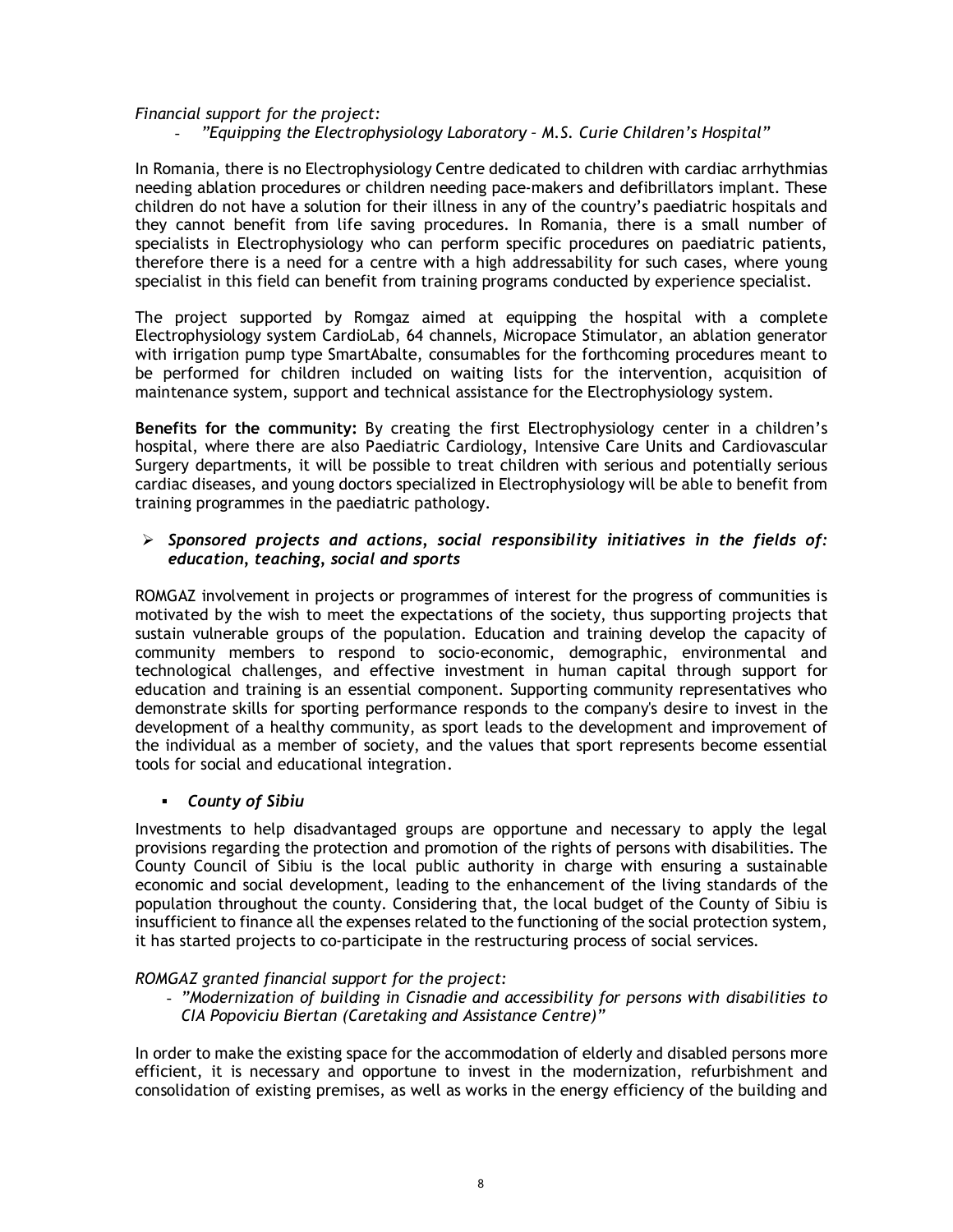*Financial support for the project:*

- *"Equipping the Electrophysiology Laboratory – M.S. Curie Children's Hospital"*

In Romania, there is no Electrophysiology Centre dedicated to children with cardiac arrhythmias needing ablation procedures or children needing pace-makers and defibrillators implant. These children do not have a solution for their illness in any of the country's paediatric hospitals and they cannot benefit from life saving procedures. In Romania, there is a small number of specialists in Electrophysiology who can perform specific procedures on paediatric patients, therefore there is a need for a centre with a high addressability for such cases, where young specialist in this field can benefit from training programs conducted by experience specialist.

The project supported by Romgaz aimed at equipping the hospital with a complete Electrophysiology system CardioLab, 64 channels, Micropace Stimulator, an ablation generator with irrigation pump type SmartAbalte, consumables for the forthcoming procedures meant to be performed for children included on waiting lists for the intervention, acquisition of maintenance system, support and technical assistance for the Electrophysiology system.

**Benefits for the community:** By creating the first Electrophysiology center in a children's hospital, where there are also Paediatric Cardiology, Intensive Care Units and Cardiovascular Surgery departments, it will be possible to treat children with serious and potentially serious cardiac diseases, and young doctors specialized in Electrophysiology will be able to benefit from training programmes in the paediatric pathology.

- ***Sponsored projects and actions, social responsibility initiatives in the fields of: education, teaching, social and sports***

ROMGAZ involvement in projects or programmes of interest for the progress of communities is motivated by the wish to meet the expectations of the society, thus supporting projects that sustain vulnerable groups of the population. Education and training develop the capacity of community members to respond to socio-economic, demographic, environmental and technological challenges, and effective investment in human capital through support for education and training is an essential component. Supporting community representatives who demonstrate skills for sporting performance responds to the company's desire to invest in the development of a healthy community, as sport leads to the development and improvement of the individual as a member of society, and the values that sport represents become essential tools for social and educational integration.

- ***County of Sibiu***

Investments to help disadvantaged groups are opportune and necessary to apply the legal provisions regarding the protection and promotion of the rights of persons with disabilities. The County Council of Sibiu is the local public authority in charge with ensuring a sustainable economic and social development, leading to the enhancement of the living standards of the population throughout the county. Considering that, the local budget of the County of Sibiu is insufficient to finance all the expenses related to the functioning of the social protection system, it has started projects to co-participate in the restructuring process of social services.

*ROMGAZ granted financial support for the project:*

- *"Modernization of building in Cisnadie and accessibility for persons with disabilities to CIA Popoviciu Biertan (Caretaking and Assistance Centre)"*

In order to make the existing space for the accommodation of elderly and disabled persons more efficient, it is necessary and opportune to invest in the modernization, refurbishment and consolidation of existing premises, as well as works in the energy efficiency of the building and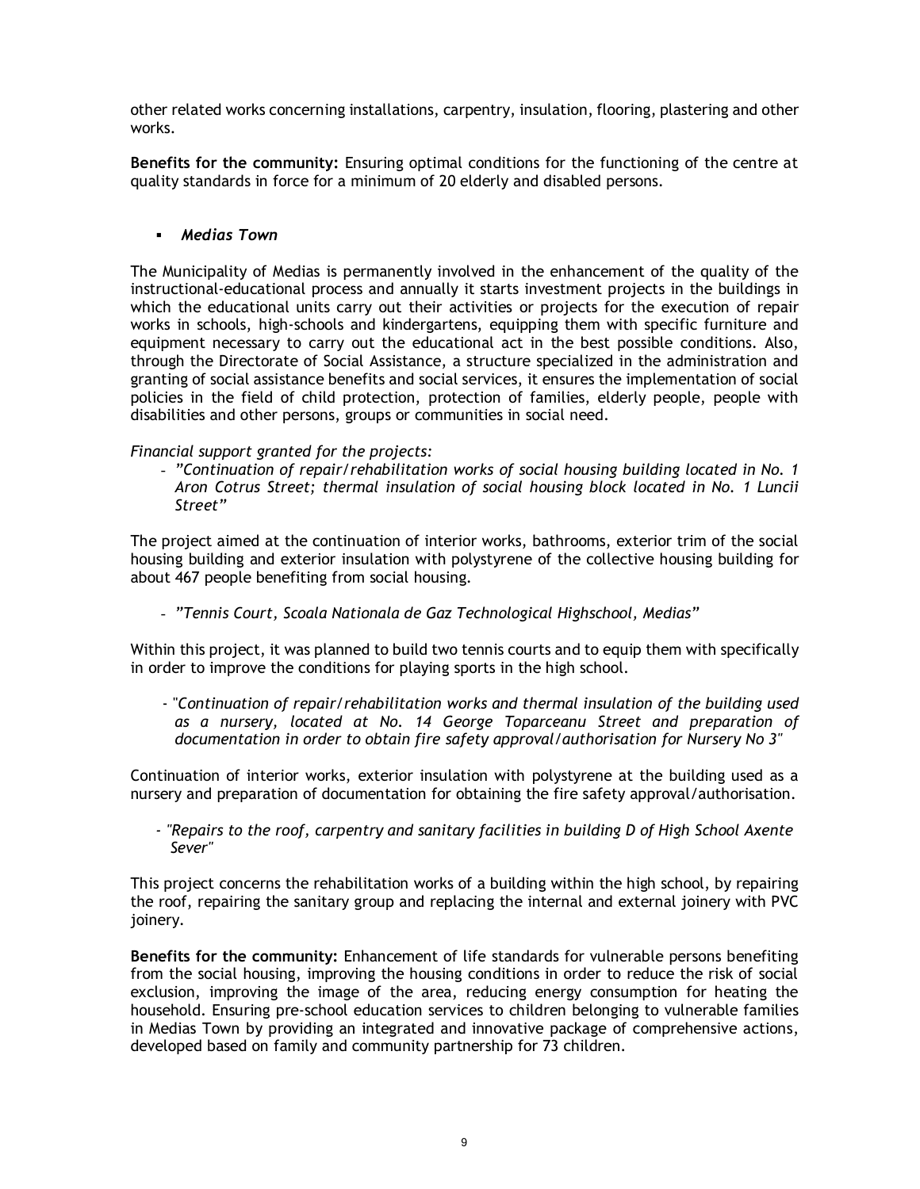other related works concerning installations, carpentry, insulation, flooring, plastering and other works.

**Benefits for the community:** Ensuring optimal conditions for the functioning of the centre at quality standards in force for a minimum of 20 elderly and disabled persons.

- ***Medias Town***

The Municipality of Medias is permanently involved in the enhancement of the quality of the instructional-educational process and annually it starts investment projects in the buildings in which the educational units carry out their activities or projects for the execution of repair works in schools, high-schools and kindergartens, equipping them with specific furniture and equipment necessary to carry out the educational act in the best possible conditions. Also, through the Directorate of Social Assistance, a structure specialized in the administration and granting of social assistance benefits and social services, it ensures the implementation of social policies in the field of child protection, protection of families, elderly people, people with disabilities and other persons, groups or communities in social need.

*Financial support granted for the projects:*

- *"Continuation of repair/rehabilitation works of social housing building located in No. 1 Aron Cotrus Street; thermal insulation of social housing block located in No. 1 Luncii Street"*

The project aimed at the continuation of interior works, bathrooms, exterior trim of the social housing building and exterior insulation with polystyrene of the collective housing building for about 467 people benefiting from social housing.

- *"Tennis Court, Scoala Nationala de Gaz Technological Highschool, Medias"*

Within this project, it was planned to build two tennis courts and to equip them with specifically in order to improve the conditions for playing sports in the high school.

- *"Continuation of repair/rehabilitation works and thermal insulation of the building used as a nursery, located at No. 14 George Toparceanu Street and preparation of documentation in order to obtain fire safety approval/authorisation for Nursery No 3"*

Continuation of interior works, exterior insulation with polystyrene at the building used as a nursery and preparation of documentation for obtaining the fire safety approval/authorisation.

- *"Repairs to the roof, carpentry and sanitary facilities in building D of High School Axente Sever"*

This project concerns the rehabilitation works of a building within the high school, by repairing the roof, repairing the sanitary group and replacing the internal and external joinery with PVC joinery.

**Benefits for the community:** Enhancement of life standards for vulnerable persons benefiting from the social housing, improving the housing conditions in order to reduce the risk of social exclusion, improving the image of the area, reducing energy consumption for heating the household. Ensuring pre-school education services to children belonging to vulnerable families in Medias Town by providing an integrated and innovative package of comprehensive actions, developed based on family and community partnership for 73 children.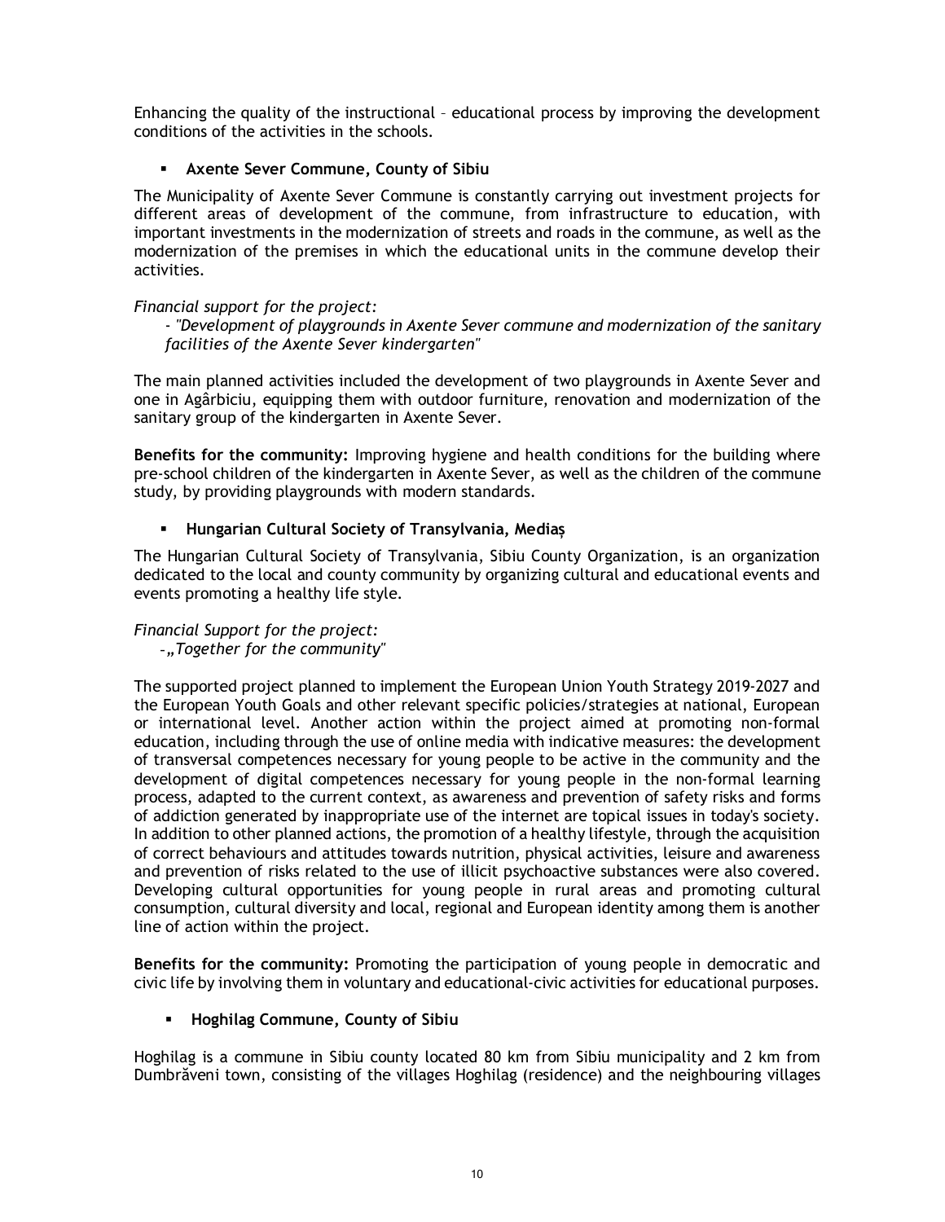Enhancing the quality of the instructional – educational process by improving the development conditions of the activities in the schools.

- **Axente Sever Commune, County of Sibiu**

The Municipality of Axente Sever Commune is constantly carrying out investment projects for different areas of development of the commune, from infrastructure to education, with important investments in the modernization of streets and roads in the commune, as well as the modernization of the premises in which the educational units in the commune develop their activities.

*Financial support for the project:*

*- "Development of playgrounds in Axente Sever commune and modernization of the sanitary facilities of the Axente Sever kindergarten"*

The main planned activities included the development of two playgrounds in Axente Sever and one in Agârbiciu, equipping them with outdoor furniture, renovation and modernization of the sanitary group of the kindergarten in Axente Sever.

**Benefits for the community:** Improving hygiene and health conditions for the building where pre-school children of the kindergarten in Axente Sever, as well as the children of the commune study, by providing playgrounds with modern standards.

- **Hungarian Cultural Society of Transylvania, Mediaș**

The Hungarian Cultural Society of Transylvania, Sibiu County Organization, is an organization dedicated to the local and county community by organizing cultural and educational events and events promoting a healthy life style.

*Financial Support for the project:*

*-„Together for the community"*

The supported project planned to implement the European Union Youth Strategy 2019-2027 and the European Youth Goals and other relevant specific policies/strategies at national, European or international level. Another action within the project aimed at promoting non-formal education, including through the use of online media with indicative measures: the development of transversal competences necessary for young people to be active in the community and the development of digital competences necessary for young people in the non-formal learning process, adapted to the current context, as awareness and prevention of safety risks and forms of addiction generated by inappropriate use of the internet are topical issues in today's society. In addition to other planned actions, the promotion of a healthy lifestyle, through the acquisition of correct behaviours and attitudes towards nutrition, physical activities, leisure and awareness and prevention of risks related to the use of illicit psychoactive substances were also covered. Developing cultural opportunities for young people in rural areas and promoting cultural consumption, cultural diversity and local, regional and European identity among them is another line of action within the project.

**Benefits for the community:** Promoting the participation of young people in democratic and civic life by involving them in voluntary and educational-civic activities for educational purposes.

- **Hoghilag Commune, County of Sibiu**

Hoghilag is a commune in Sibiu county located 80 km from Sibiu municipality and 2 km from Dumbrăveni town, consisting of the villages Hoghilag (residence) and the neighbouring villages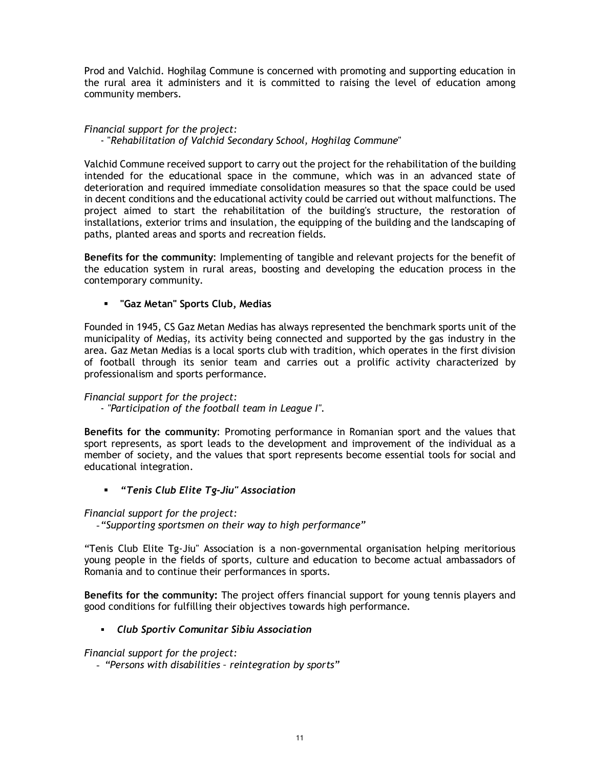Prod and Valchid. Hoghilag Commune is concerned with promoting and supporting education in the rural area it administers and it is committed to raising the level of education among community members.

*Financial support for the project:*

- "*Rehabilitation of Valchid Secondary School, Hoghilag Commune*"

Valchid Commune received support to carry out the project for the rehabilitation of the building intended for the educational space in the commune, which was in an advanced state of deterioration and required immediate consolidation measures so that the space could be used in decent conditions and the educational activity could be carried out without malfunctions. The project aimed to start the rehabilitation of the building's structure, the restoration of installations, exterior trims and insulation, the equipping of the building and the landscaping of paths, planted areas and sports and recreation fields.

**Benefits for the community**: Implementing of tangible and relevant projects for the benefit of the education system in rural areas, boosting and developing the education process in the contemporary community.

- **"Gaz Metan" Sports Club, Medias**

Founded in 1945, CS Gaz Metan Medias has always represented the benchmark sports unit of the municipality of Mediaș, its activity being connected and supported by the gas industry in the area. Gaz Metan Medias is a local sports club with tradition, which operates in the first division of football through its senior team and carries out a prolific activity characterized by professionalism and sports performance.

*Financial support for the project:*

- *"Participation of the football team in League I".*

**Benefits for the community**: Promoting performance in Romanian sport and the values that sport represents, as sport leads to the development and improvement of the individual as a member of society, and the values that sport represents become essential tools for social and educational integration.

- ***"Tenis Club Elite Tg-Jiu" Association***

*Financial support for the project:*

- *"Supporting sportsmen on their way to high performance"*

"Tenis Club Elite Tg-Jiu" Association is a non-governmental organisation helping meritorious young people in the fields of sports, culture and education to become actual ambassadors of Romania and to continue their performances in sports.

**Benefits for the community:** The project offers financial support for young tennis players and good conditions for fulfilling their objectives towards high performance.

- ***Club Sportiv Comunitar Sibiu Association***

*Financial support for the project:*

- *"Persons with disabilities – reintegration by sports"*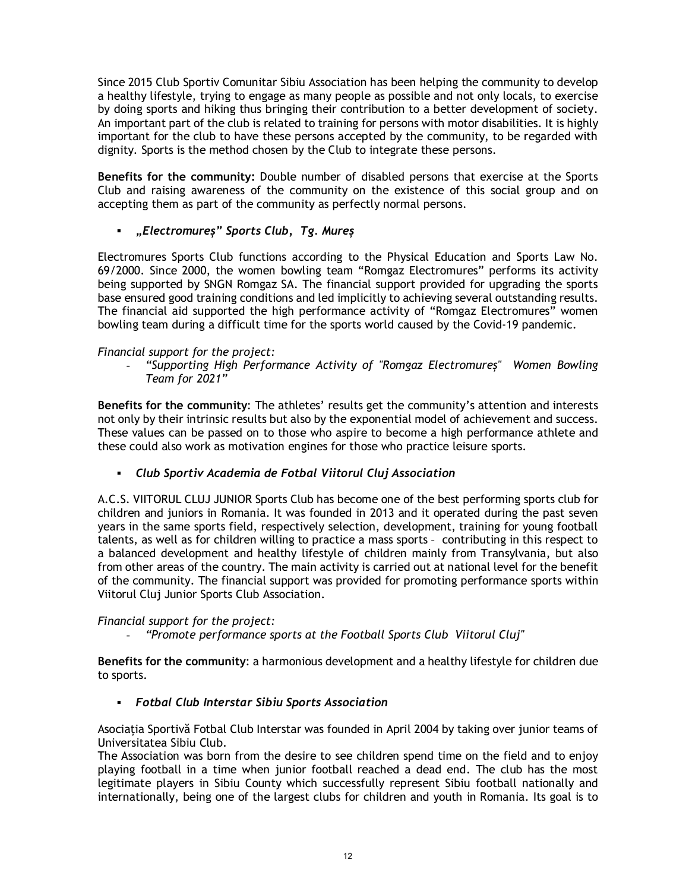Since 2015 Club Sportiv Comunitar Sibiu Association has been helping the community to develop a healthy lifestyle, trying to engage as many people as possible and not only locals, to exercise by doing sports and hiking thus bringing their contribution to a better development of society. An important part of the club is related to training for persons with motor disabilities. It is highly important for the club to have these persons accepted by the community, to be regarded with dignity. Sports is the method chosen by the Club to integrate these persons.

**Benefits for the community:** Double number of disabled persons that exercise at the Sports Club and raising awareness of the community on the existence of this social group and on accepting them as part of the community as perfectly normal persons.

- ***„Electromureș" Sports Club, Tg. Mureș***

Electromures Sports Club functions according to the Physical Education and Sports Law No. 69/2000. Since 2000, the women bowling team "Romgaz Electromures" performs its activity being supported by SNGN Romgaz SA. The financial support provided for upgrading the sports base ensured good training conditions and led implicitly to achieving several outstanding results. The financial aid supported the high performance activity of "Romgaz Electromures" women bowling team during a difficult time for the sports world caused by the Covid-19 pandemic.

*Financial support for the project:*

- *"Supporting High Performance Activity of "Romgaz Electromureș" Women Bowling Team for 2021"*

**Benefits for the community**: The athletes' results get the community's attention and interests not only by their intrinsic results but also by the exponential model of achievement and success. These values can be passed on to those who aspire to become a high performance athlete and these could also work as motivation engines for those who practice leisure sports.

- ***Club Sportiv Academia de Fotbal Viitorul Cluj Association***

A.C.S. VIITORUL CLUJ JUNIOR Sports Club has become one of the best performing sports club for children and juniors in Romania. It was founded in 2013 and it operated during the past seven years in the same sports field, respectively selection, development, training for young football talents, as well as for children willing to practice a mass sports – contributing in this respect to a balanced development and healthy lifestyle of children mainly from Transylvania, but also from other areas of the country. The main activity is carried out at national level for the benefit of the community. The financial support was provided for promoting performance sports within Viitorul Cluj Junior Sports Club Association.

*Financial support for the project:*

- *"Promote performance sports at the Football Sports Club Viitorul Cluj"*

**Benefits for the community**: a harmonious development and a healthy lifestyle for children due to sports.

- ***Fotbal Club Interstar Sibiu Sports Association***

Asociația Sportivă Fotbal Club Interstar was founded in April 2004 by taking over junior teams of Universitatea Sibiu Club.

The Association was born from the desire to see children spend time on the field and to enjoy playing football in a time when junior football reached a dead end. The club has the most legitimate players in Sibiu County which successfully represent Sibiu football nationally and internationally, being one of the largest clubs for children and youth in Romania. Its goal is to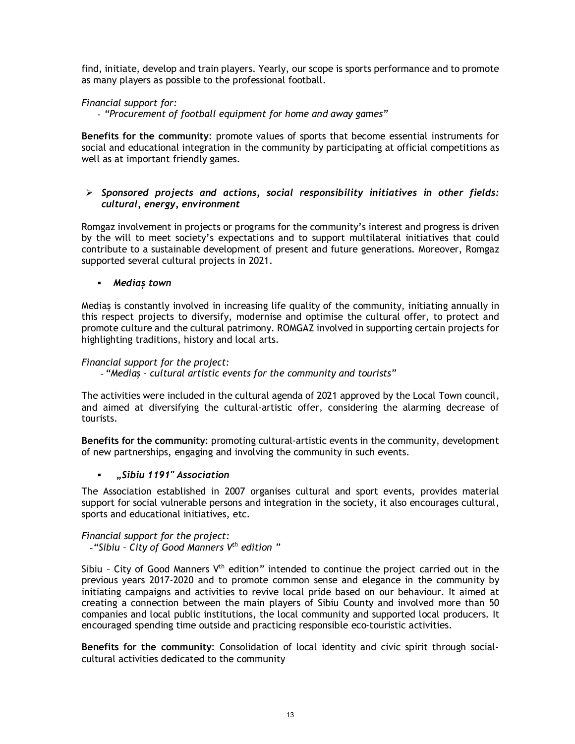find, initiate, develop and train players. Yearly, our scope is sports performance and to promote as many players as possible to the professional football.

*Financial support for:*

- *"Procurement of football equipment for home and away games"*

**Benefits for the community**: promote values of sports that become essential instruments for social and educational integration in the community by participating at official competitions as well as at important friendly games.

- ***Sponsored projects and actions, social responsibility initiatives in other fields: cultural, energy, environment***

Romgaz involvement in projects or programs for the community's interest and progress is driven by the will to meet society's expectations and to support multilateral initiatives that could contribute to a sustainable development of present and future generations. Moreover, Romgaz supported several cultural projects in 2021.

- ***Mediaș town***

Mediaș is constantly involved in increasing life quality of the community, initiating annually in this respect projects to diversify, modernise and optimise the cultural offer, to protect and promote culture and the cultural patrimony. ROMGAZ involved in supporting certain projects for highlighting traditions, history and local arts.

*Financial support for the project:*

- *"Mediaș – cultural artistic events for the community and tourists"*

The activities were included in the cultural agenda of 2021 approved by the Local Town council, and aimed at diversifying the cultural-artistic offer, considering the alarming decrease of tourists.

**Benefits for the community**: promoting cultural-artistic events in the community, development of new partnerships, engaging and involving the community in such events.

- ***„Sibiu 1191" Association***

The Association established in 2007 organises cultural and sport events, provides material support for social vulnerable persons and integration in the society, it also encourages cultural, sports and educational initiatives, etc.

*Financial support for the project:*

- *"Sibiu – City of Good Manners V$^{th}$ edition "*

Sibiu – City of Good Manners V$^{th}$ edition" intended to continue the project carried out in the previous years 2017-2020 and to promote common sense and elegance in the community by initiating campaigns and activities to revive local pride based on our behaviour. It aimed at creating a connection between the main players of Sibiu County and involved more than 50 companies and local public institutions, the local community and supported local producers. It encouraged spending time outside and practicing responsible eco-touristic activities.

**Benefits for the community**: Consolidation of local identity and civic spirit through social-cultural activities dedicated to the community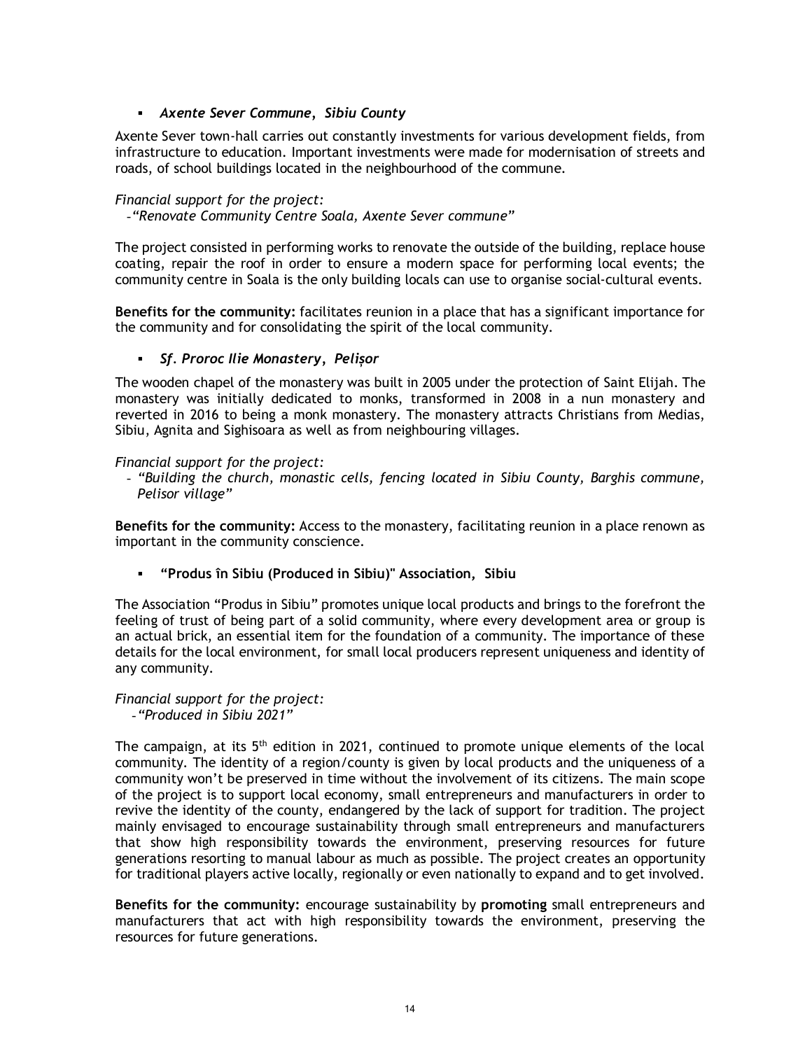- ***Axente Sever Commune, Sibiu County***

Axente Sever town-hall carries out constantly investments for various development fields, from infrastructure to education. Important investments were made for modernisation of streets and roads, of school buildings located in the neighbourhood of the commune.

*Financial support for the project:*
*-"Renovate Community Centre Soala, Axente Sever commune"*

The project consisted in performing works to renovate the outside of the building, replace house coating, repair the roof in order to ensure a modern space for performing local events; the community centre in Soala is the only building locals can use to organise social-cultural events.

**Benefits for the community:** facilitates reunion in a place that has a significant importance for the community and for consolidating the spirit of the local community.

- ***Sf. Proroc Ilie Monastery, Pelișor***

The wooden chapel of the monastery was built in 2005 under the protection of Saint Elijah. The monastery was initially dedicated to monks, transformed in 2008 in a nun monastery and reverted in 2016 to being a monk monastery. The monastery attracts Christians from Medias, Sibiu, Agnita and Sighisoara as well as from neighbouring villages.

*Financial support for the project:*
- *"Building the church, monastic cells, fencing located in Sibiu County, Barghis commune, Pelisor village"*

**Benefits for the community:** Access to the monastery, facilitating reunion in a place renown as important in the community conscience.

- **"Produs în Sibiu (Produced in Sibiu)" Association, Sibiu**

The Association "Produs in Sibiu" promotes unique local products and brings to the forefront the feeling of trust of being part of a solid community, where every development area or group is an actual brick, an essential item for the foundation of a community. The importance of these details for the local environment, for small local producers represent uniqueness and identity of any community.

*Financial support for the project:*
*-"Produced in Sibiu 2021"*

The campaign, at its 5th edition in 2021, continued to promote unique elements of the local community. The identity of a region/county is given by local products and the uniqueness of a community won't be preserved in time without the involvement of its citizens. The main scope of the project is to support local economy, small entrepreneurs and manufacturers in order to revive the identity of the county, endangered by the lack of support for tradition. The project mainly envisaged to encourage sustainability through small entrepreneurs and manufacturers that show high responsibility towards the environment, preserving resources for future generations resorting to manual labour as much as possible. The project creates an opportunity for traditional players active locally, regionally or even nationally to expand and to get involved.

**Benefits for the community:** encourage sustainability by **promoting** small entrepreneurs and manufacturers that act with high responsibility towards the environment, preserving the resources for future generations.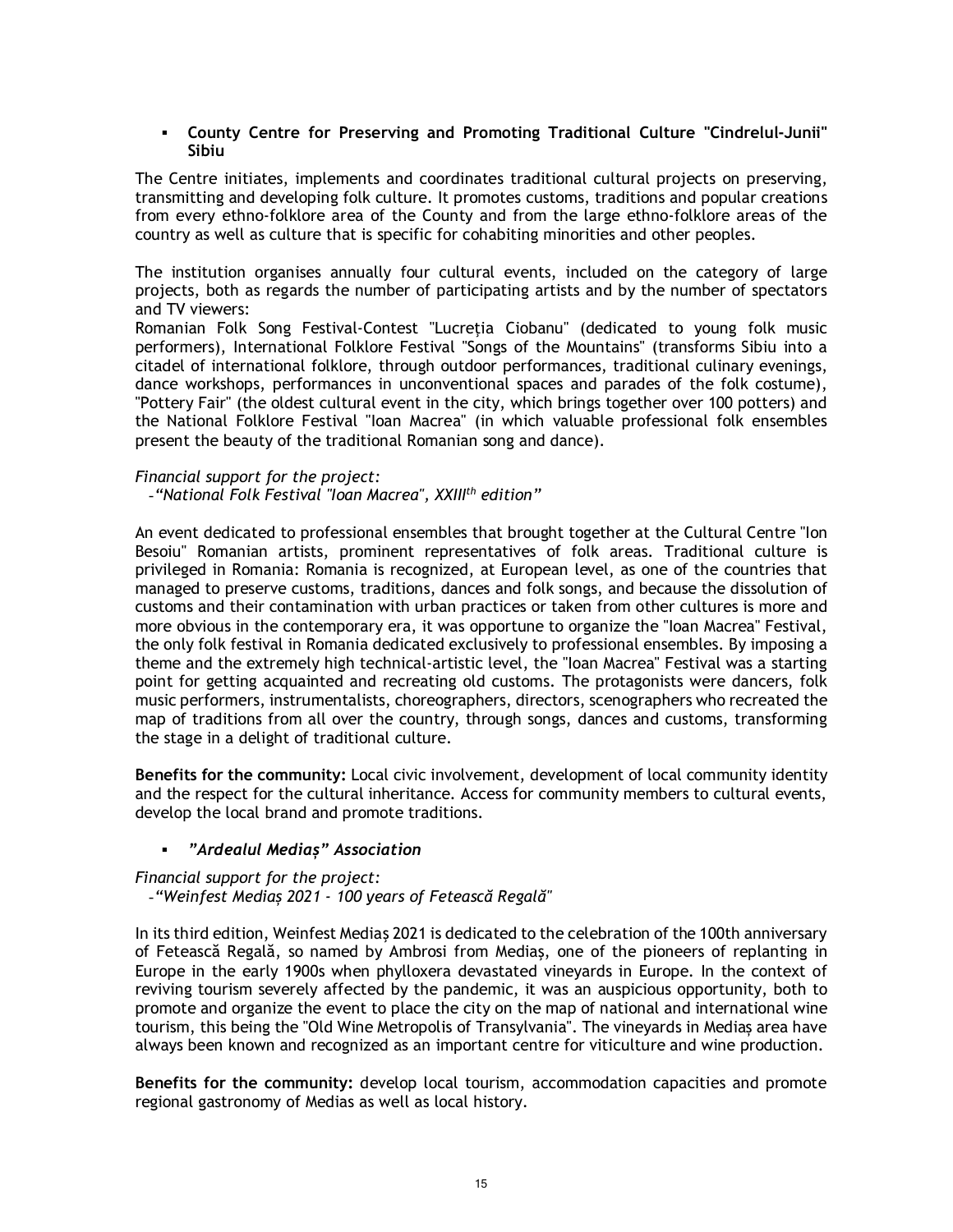- **County Centre for Preserving and Promoting Traditional Culture "Cindrelul-Junii" Sibiu**

The Centre initiates, implements and coordinates traditional cultural projects on preserving, transmitting and developing folk culture. It promotes customs, traditions and popular creations from every ethno-folklore area of the County and from the large ethno-folklore areas of the country as well as culture that is specific for cohabiting minorities and other peoples.

The institution organises annually four cultural events, included on the category of large projects, both as regards the number of participating artists and by the number of spectators and TV viewers:
Romanian Folk Song Festival-Contest "Lucreția Ciobanu" (dedicated to young folk music performers), International Folklore Festival "Songs of the Mountains" (transforms Sibiu into a citadel of international folklore, through outdoor performances, traditional culinary evenings, dance workshops, performances in unconventional spaces and parades of the folk costume), "Pottery Fair" (the oldest cultural event in the city, which brings together over 100 potters) and the National Folklore Festival "Ioan Macrea" (in which valuable professional folk ensembles present the beauty of the traditional Romanian song and dance).

*Financial support for the project:*
*-"National Folk Festival "Ioan Macrea", XXIII[th] edition"*

An event dedicated to professional ensembles that brought together at the Cultural Centre "Ion Besoiu" Romanian artists, prominent representatives of folk areas. Traditional culture is privileged in Romania: Romania is recognized, at European level, as one of the countries that managed to preserve customs, traditions, dances and folk songs, and because the dissolution of customs and their contamination with urban practices or taken from other cultures is more and more obvious in the contemporary era, it was opportune to organize the "Ioan Macrea" Festival, the only folk festival in Romania dedicated exclusively to professional ensembles. By imposing a theme and the extremely high technical-artistic level, the "Ioan Macrea" Festival was a starting point for getting acquainted and recreating old customs. The protagonists were dancers, folk music performers, instrumentalists, choreographers, directors, scenographers who recreated the map of traditions from all over the country, through songs, dances and customs, transforming the stage in a delight of traditional culture.

**Benefits for the community:** Local civic involvement, development of local community identity and the respect for the cultural inheritance. Access for community members to cultural events, develop the local brand and promote traditions.

- ***"Ardealul Mediaș" Association***

*Financial support for the project:*
*-"Weinfest Mediaș 2021 - 100 years of Fetească Regală"*

In its third edition, Weinfest Mediaș 2021 is dedicated to the celebration of the 100th anniversary of Fetească Regală, so named by Ambrosi from Mediaș, one of the pioneers of replanting in Europe in the early 1900s when phylloxera devastated vineyards in Europe. In the context of reviving tourism severely affected by the pandemic, it was an auspicious opportunity, both to promote and organize the event to place the city on the map of national and international wine tourism, this being the "Old Wine Metropolis of Transylvania". The vineyards in Mediaș area have always been known and recognized as an important centre for viticulture and wine production.

**Benefits for the community:** develop local tourism, accommodation capacities and promote regional gastronomy of Medias as well as local history.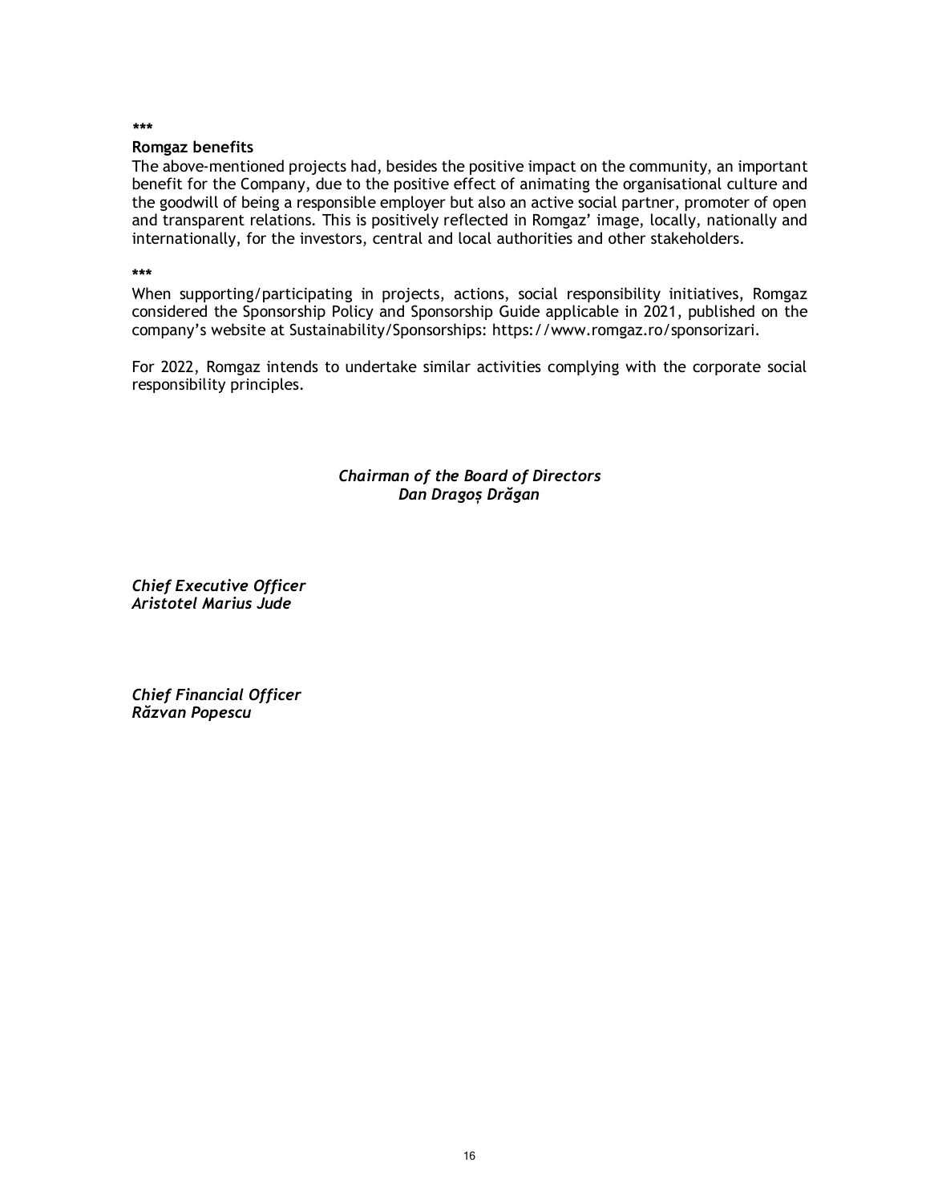***

**Romgaz benefits**

The above-mentioned projects had, besides the positive impact on the community, an important benefit for the Company, due to the positive effect of animating the organisational culture and the goodwill of being a responsible employer but also an active social partner, promoter of open and transparent relations. This is positively reflected in Romgaz' image, locally, nationally and internationally, for the investors, central and local authorities and other stakeholders.

***

When supporting/participating in projects, actions, social responsibility initiatives, Romgaz considered the Sponsorship Policy and Sponsorship Guide applicable in 2021, published on the company's website at Sustainability/Sponsorships: https://www.romgaz.ro/sponsorizari.

For 2022, Romgaz intends to undertake similar activities complying with the corporate social responsibility principles.

***Chairman of the Board of Directors***
***Dan Dragoș Drăgan***

***Chief Executive Officer***
***Aristotel Marius Jude***

***Chief Financial Officer***
***Răzvan Popescu***